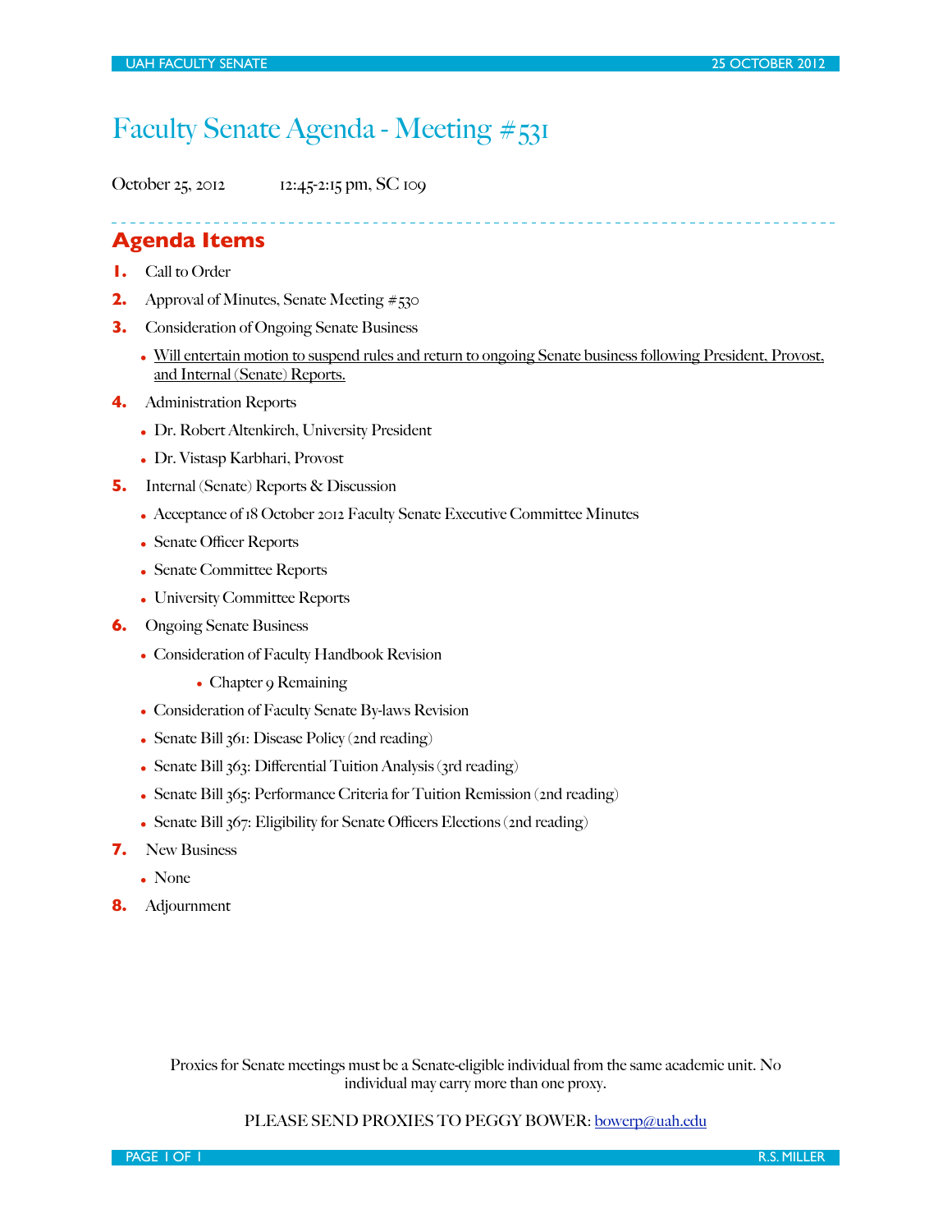# Faculty Senate Agenda - Meeting #531

October 25, 2012 12:45-2:15 pm, SC 109

## Agenda Items

1. Call to Order
2. Approval of Minutes, Senate Meeting #530
3. Consideration of Ongoing Senate Business
   - Will entertain motion to suspend rules and return to ongoing Senate business following President, Provost, and Internal (Senate) Reports.
4. Administration Reports
   - Dr. Robert Altenkirch, University President
   - Dr. Vistasp Karbhari, Provost
5. Internal (Senate) Reports & Discussion
   - Acceptance of 18 October 2012 Faculty Senate Executive Committee Minutes
   - Senate Officer Reports
   - Senate Committee Reports
   - University Committee Reports
6. Ongoing Senate Business
   - Consideration of Faculty Handbook Revision
     - Chapter 9 Remaining
   - Consideration of Faculty Senate By-laws Revision
   - Senate Bill 361: Disease Policy (2nd reading)
   - Senate Bill 363: Differential Tuition Analysis (3rd reading)
   - Senate Bill 365: Performance Criteria for Tuition Remission (2nd reading)
   - Senate Bill 367: Eligibility for Senate Officers Elections (2nd reading)
7. New Business
   - None
8. Adjournment

Proxies for Senate meetings must be a Senate-eligible individual from the same academic unit. No individual may carry more than one proxy.

PLEASE SEND PROXIES TO PEGGY BOWER: bowerp@uah.edu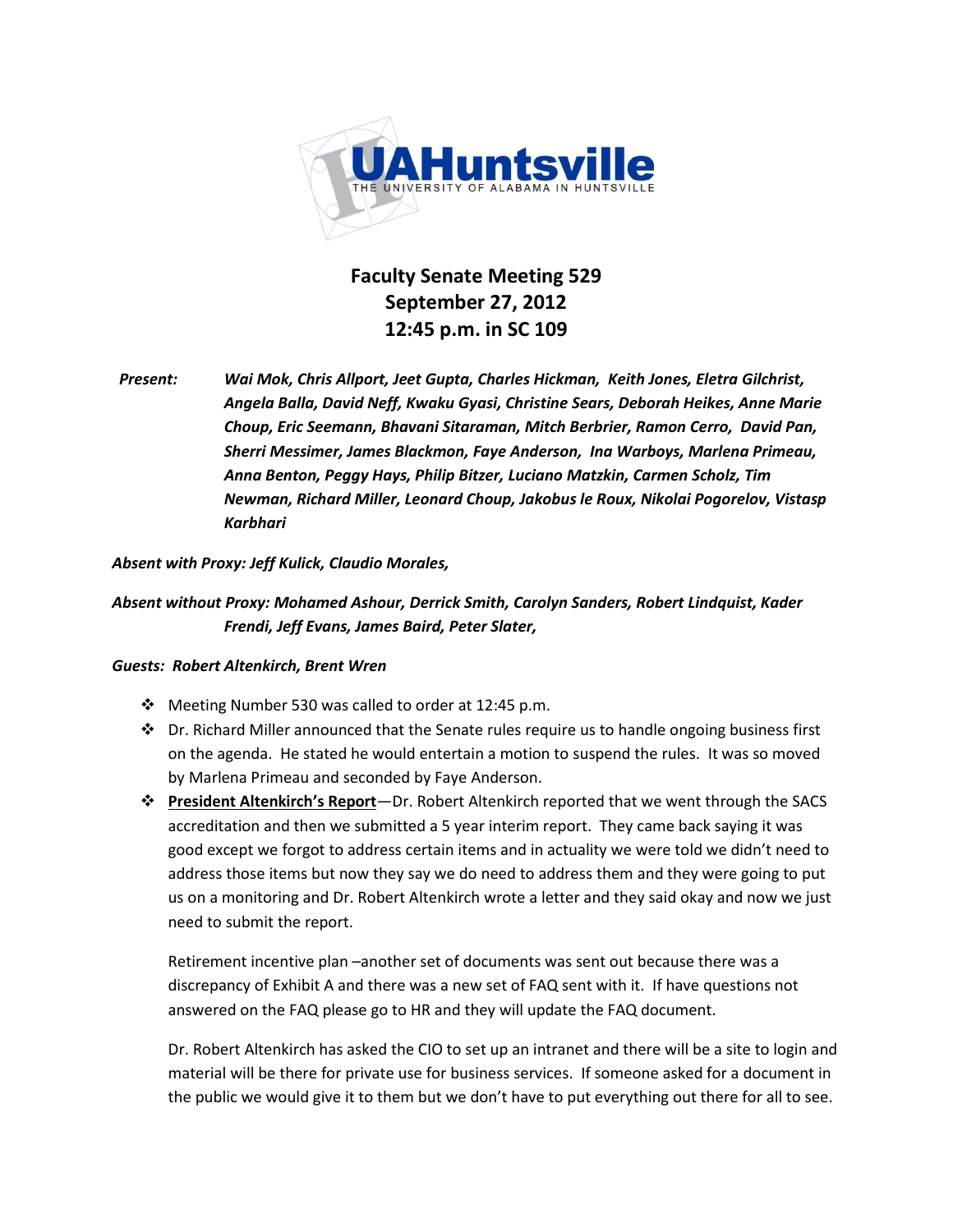# Faculty Senate Meeting 529
## September 27, 2012
## 12:45 p.m. in SC 109

***Present:*** ***Wai Mok, Chris Allport, Jeet Gupta, Charles Hickman, Keith Jones, Eletra Gilchrist, Angela Balla, David Neff, Kwaku Gyasi, Christine Sears, Deborah Heikes, Anne Marie Choup, Eric Seemann, Bhavani Sitaraman, Mitch Berbrier, Ramon Cerro, David Pan, Sherri Messimer, James Blackmon, Faye Anderson, Ina Warboys, Marlena Primeau, Anna Benton, Peggy Hays, Philip Bitzer, Luciano Matzkin, Carmen Scholz, Tim Newman, Richard Miller, Leonard Choup, Jakobus le Roux, Nikolai Pogorelov, Vistasp Karbhari***

***Absent with Proxy: Jeff Kulick, Claudio Morales,***

***Absent without Proxy: Mohamed Ashour, Derrick Smith, Carolyn Sanders, Robert Lindquist, Kader Frendi, Jeff Evans, James Baird, Peter Slater,***

***Guests: Robert Altenkirch, Brent Wren***

- Meeting Number 530 was called to order at 12:45 p.m.
- Dr. Richard Miller announced that the Senate rules require us to handle ongoing business first on the agenda. He stated he would entertain a motion to suspend the rules. It was so moved by Marlena Primeau and seconded by Faye Anderson.
- **President Altenkirch's Report**—Dr. Robert Altenkirch reported that we went through the SACS accreditation and then we submitted a 5 year interim report. They came back saying it was good except we forgot to address certain items and in actuality we were told we didn't need to address those items but now they say we do need to address them and they were going to put us on a monitoring and Dr. Robert Altenkirch wrote a letter and they said okay and now we just need to submit the report.

  Retirement incentive plan –another set of documents was sent out because there was a discrepancy of Exhibit A and there was a new set of FAQ sent with it. If have questions not answered on the FAQ please go to HR and they will update the FAQ document.

  Dr. Robert Altenkirch has asked the CIO to set up an intranet and there will be a site to login and material will be there for private use for business services. If someone asked for a document in the public we would give it to them but we don't have to put everything out there for all to see.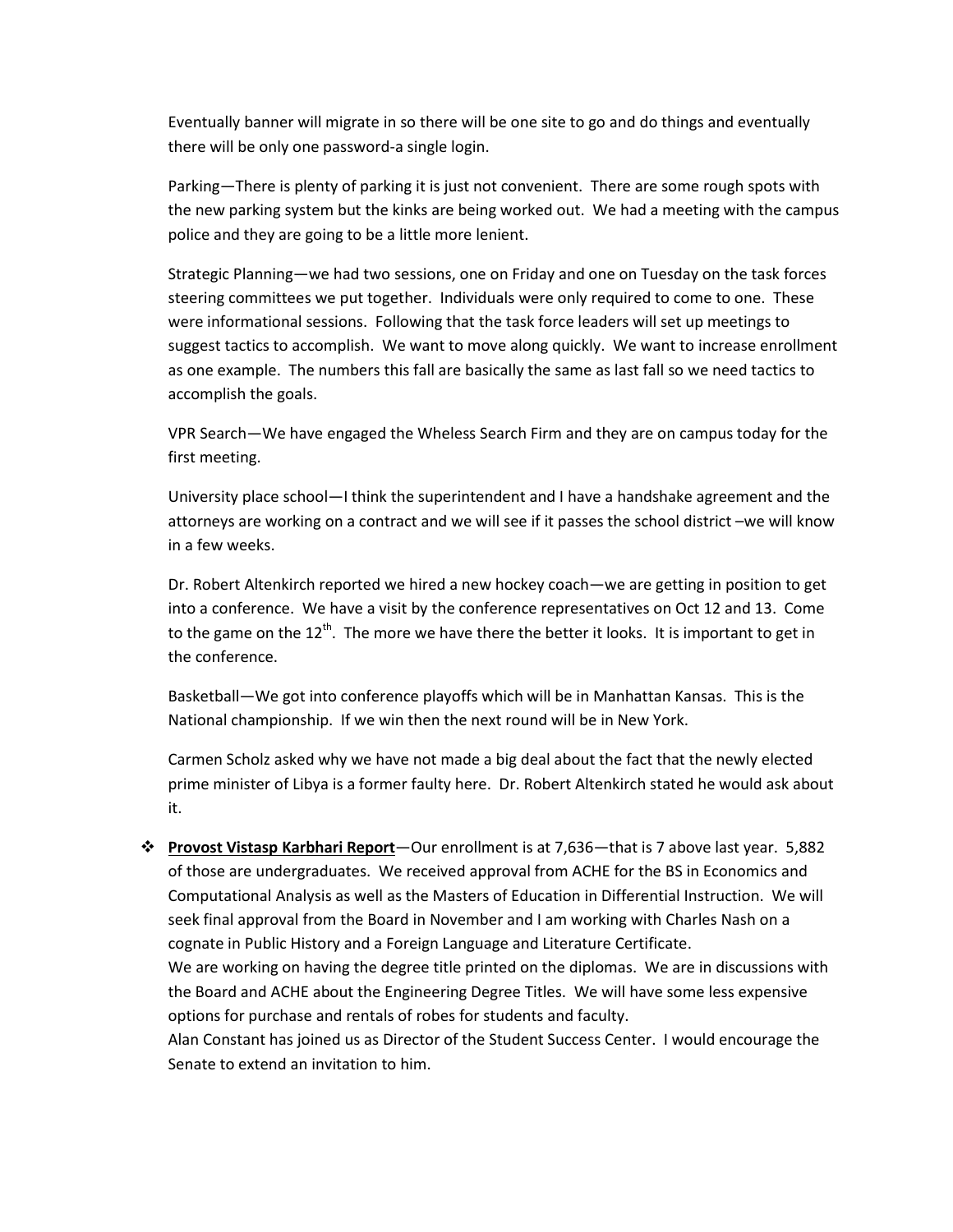Eventually banner will migrate in so there will be one site to go and do things and eventually there will be only one password-a single login.

Parking—There is plenty of parking it is just not convenient. There are some rough spots with the new parking system but the kinks are being worked out. We had a meeting with the campus police and they are going to be a little more lenient.

Strategic Planning—we had two sessions, one on Friday and one on Tuesday on the task forces steering committees we put together. Individuals were only required to come to one. These were informational sessions. Following that the task force leaders will set up meetings to suggest tactics to accomplish. We want to move along quickly. We want to increase enrollment as one example. The numbers this fall are basically the same as last fall so we need tactics to accomplish the goals.

VPR Search—We have engaged the Wheless Search Firm and they are on campus today for the first meeting.

University place school—I think the superintendent and I have a handshake agreement and the attorneys are working on a contract and we will see if it passes the school district –we will know in a few weeks.

Dr. Robert Altenkirch reported we hired a new hockey coach—we are getting in position to get into a conference. We have a visit by the conference representatives on Oct 12 and 13. Come to the game on the 12th. The more we have there the better it looks. It is important to get in the conference.

Basketball—We got into conference playoffs which will be in Manhattan Kansas. This is the National championship. If we win then the next round will be in New York.

Carmen Scholz asked why we have not made a big deal about the fact that the newly elected prime minister of Libya is a former faulty here. Dr. Robert Altenkirch stated he would ask about it.

- **Provost Vistasp Karbhari Report**—Our enrollment is at 7,636—that is 7 above last year. 5,882 of those are undergraduates. We received approval from ACHE for the BS in Economics and Computational Analysis as well as the Masters of Education in Differential Instruction. We will seek final approval from the Board in November and I am working with Charles Nash on a cognate in Public History and a Foreign Language and Literature Certificate.
  We are working on having the degree title printed on the diplomas. We are in discussions with the Board and ACHE about the Engineering Degree Titles. We will have some less expensive options for purchase and rentals of robes for students and faculty.
  Alan Constant has joined us as Director of the Student Success Center. I would encourage the Senate to extend an invitation to him.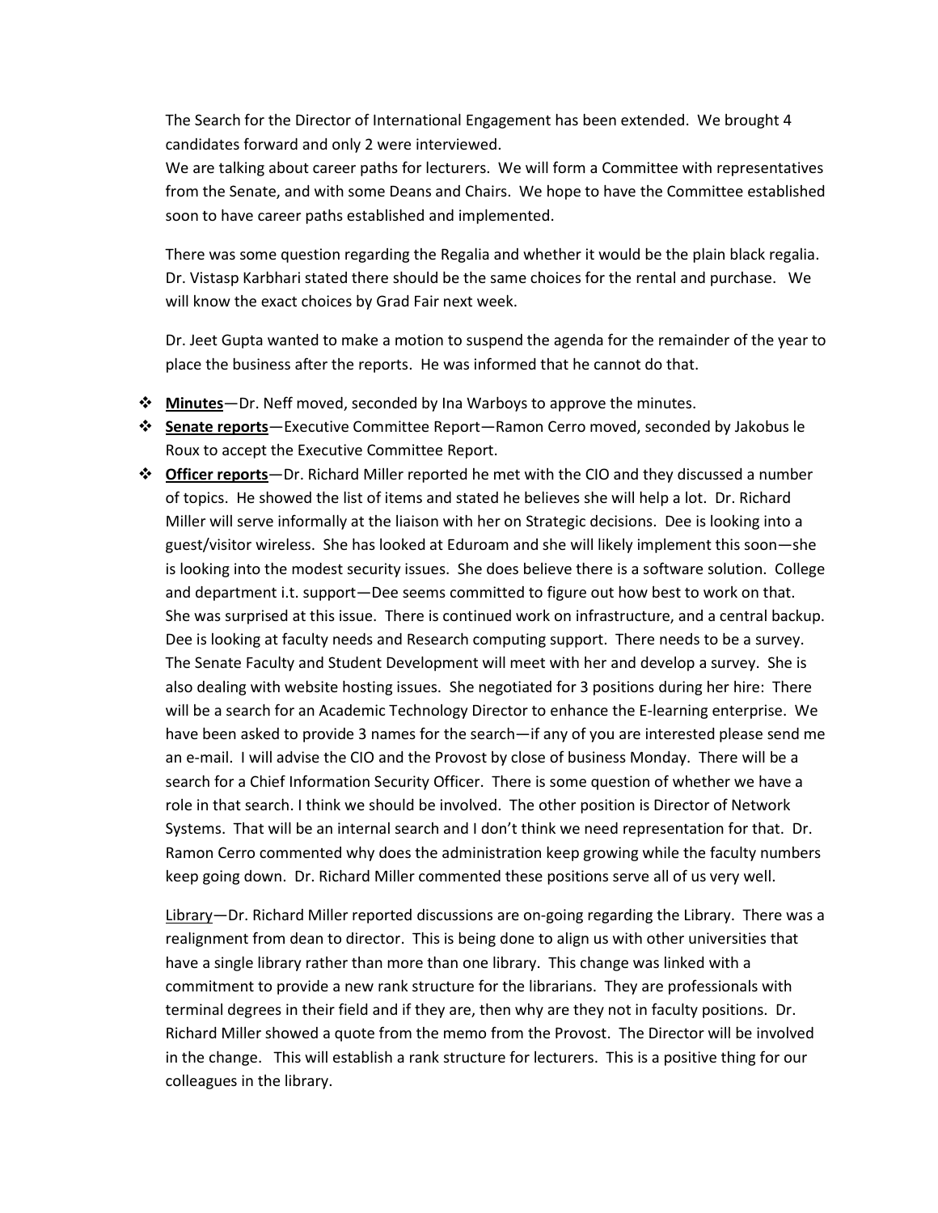The Search for the Director of International Engagement has been extended. We brought 4 candidates forward and only 2 were interviewed.

We are talking about career paths for lecturers. We will form a Committee with representatives from the Senate, and with some Deans and Chairs. We hope to have the Committee established soon to have career paths established and implemented.

There was some question regarding the Regalia and whether it would be the plain black regalia. Dr. Vistasp Karbhari stated there should be the same choices for the rental and purchase. We will know the exact choices by Grad Fair next week.

Dr. Jeet Gupta wanted to make a motion to suspend the agenda for the remainder of the year to place the business after the reports. He was informed that he cannot do that.

- **Minutes**—Dr. Neff moved, seconded by Ina Warboys to approve the minutes.
- **Senate reports**—Executive Committee Report—Ramon Cerro moved, seconded by Jakobus le Roux to accept the Executive Committee Report.
- **Officer reports**—Dr. Richard Miller reported he met with the CIO and they discussed a number of topics. He showed the list of items and stated he believes she will help a lot. Dr. Richard Miller will serve informally at the liaison with her on Strategic decisions. Dee is looking into a guest/visitor wireless. She has looked at Eduroam and she will likely implement this soon—she is looking into the modest security issues. She does believe there is a software solution. College and department i.t. support—Dee seems committed to figure out how best to work on that. She was surprised at this issue. There is continued work on infrastructure, and a central backup. Dee is looking at faculty needs and Research computing support. There needs to be a survey. The Senate Faculty and Student Development will meet with her and develop a survey. She is also dealing with website hosting issues. She negotiated for 3 positions during her hire: There will be a search for an Academic Technology Director to enhance the E-learning enterprise. We have been asked to provide 3 names for the search—if any of you are interested please send me an e-mail. I will advise the CIO and the Provost by close of business Monday. There will be a search for a Chief Information Security Officer. There is some question of whether we have a role in that search. I think we should be involved. The other position is Director of Network Systems. That will be an internal search and I don't think we need representation for that. Dr. Ramon Cerro commented why does the administration keep growing while the faculty numbers keep going down. Dr. Richard Miller commented these positions serve all of us very well.

  Library—Dr. Richard Miller reported discussions are on-going regarding the Library. There was a realignment from dean to director. This is being done to align us with other universities that have a single library rather than more than one library. This change was linked with a commitment to provide a new rank structure for the librarians. They are professionals with terminal degrees in their field and if they are, then why are they not in faculty positions. Dr. Richard Miller showed a quote from the memo from the Provost. The Director will be involved in the change. This will establish a rank structure for lecturers. This is a positive thing for our colleagues in the library.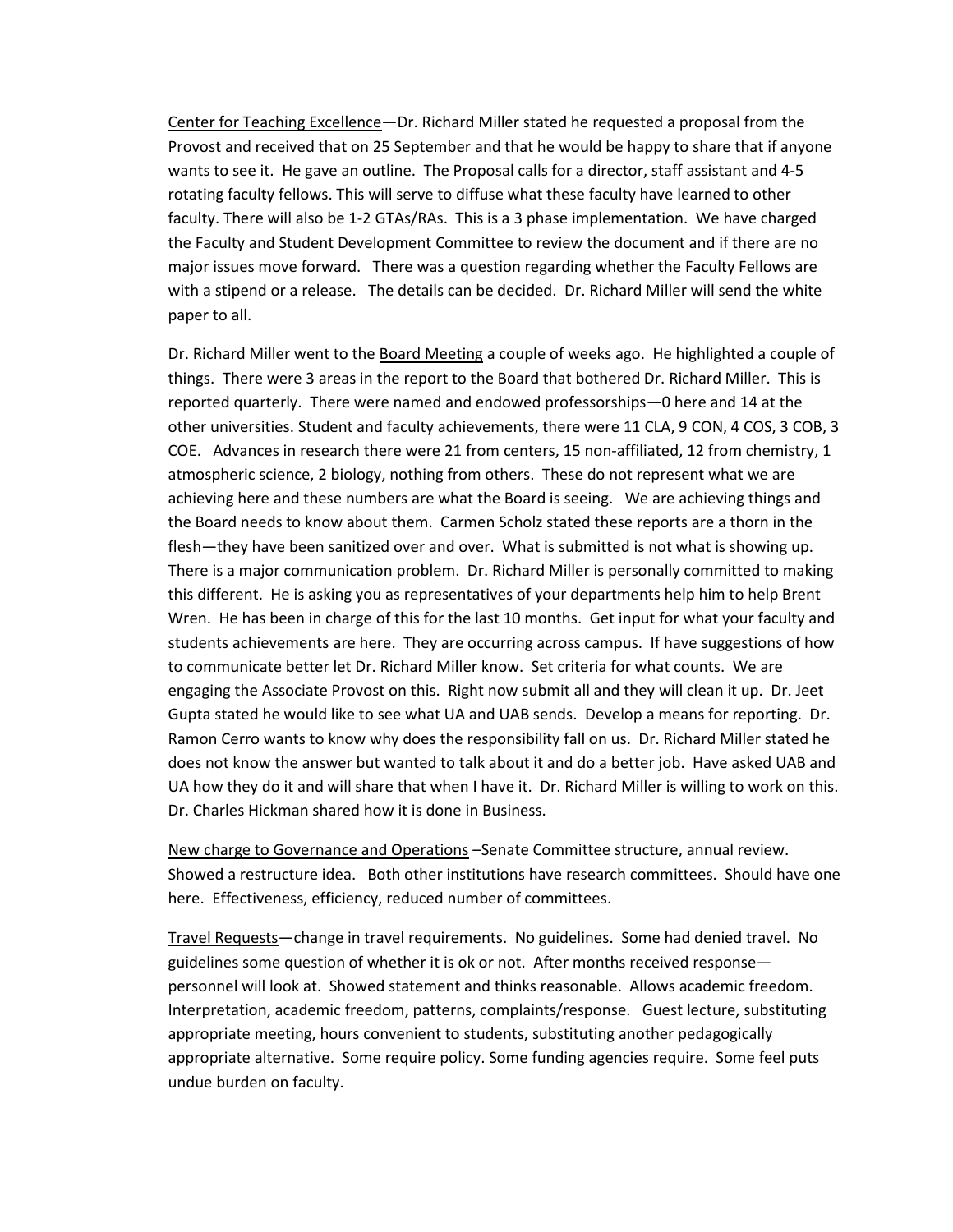Center for Teaching Excellence—Dr. Richard Miller stated he requested a proposal from the Provost and received that on 25 September and that he would be happy to share that if anyone wants to see it. He gave an outline. The Proposal calls for a director, staff assistant and 4-5 rotating faculty fellows. This will serve to diffuse what these faculty have learned to other faculty. There will also be 1-2 GTAs/RAs. This is a 3 phase implementation. We have charged the Faculty and Student Development Committee to review the document and if there are no major issues move forward. There was a question regarding whether the Faculty Fellows are with a stipend or a release. The details can be decided. Dr. Richard Miller will send the white paper to all.

Dr. Richard Miller went to the Board Meeting a couple of weeks ago. He highlighted a couple of things. There were 3 areas in the report to the Board that bothered Dr. Richard Miller. This is reported quarterly. There were named and endowed professorships—0 here and 14 at the other universities. Student and faculty achievements, there were 11 CLA, 9 CON, 4 COS, 3 COB, 3 COE. Advances in research there were 21 from centers, 15 non-affiliated, 12 from chemistry, 1 atmospheric science, 2 biology, nothing from others. These do not represent what we are achieving here and these numbers are what the Board is seeing. We are achieving things and the Board needs to know about them. Carmen Scholz stated these reports are a thorn in the flesh—they have been sanitized over and over. What is submitted is not what is showing up. There is a major communication problem. Dr. Richard Miller is personally committed to making this different. He is asking you as representatives of your departments help him to help Brent Wren. He has been in charge of this for the last 10 months. Get input for what your faculty and students achievements are here. They are occurring across campus. If have suggestions of how to communicate better let Dr. Richard Miller know. Set criteria for what counts. We are engaging the Associate Provost on this. Right now submit all and they will clean it up. Dr. Jeet Gupta stated he would like to see what UA and UAB sends. Develop a means for reporting. Dr. Ramon Cerro wants to know why does the responsibility fall on us. Dr. Richard Miller stated he does not know the answer but wanted to talk about it and do a better job. Have asked UAB and UA how they do it and will share that when I have it. Dr. Richard Miller is willing to work on this. Dr. Charles Hickman shared how it is done in Business.

New charge to Governance and Operations –Senate Committee structure, annual review. Showed a restructure idea. Both other institutions have research committees. Should have one here. Effectiveness, efficiency, reduced number of committees.

Travel Requests—change in travel requirements. No guidelines. Some had denied travel. No guidelines some question of whether it is ok or not. After months received response—personnel will look at. Showed statement and thinks reasonable. Allows academic freedom. Interpretation, academic freedom, patterns, complaints/response. Guest lecture, substituting appropriate meeting, hours convenient to students, substituting another pedagogically appropriate alternative. Some require policy. Some funding agencies require. Some feel puts undue burden on faculty.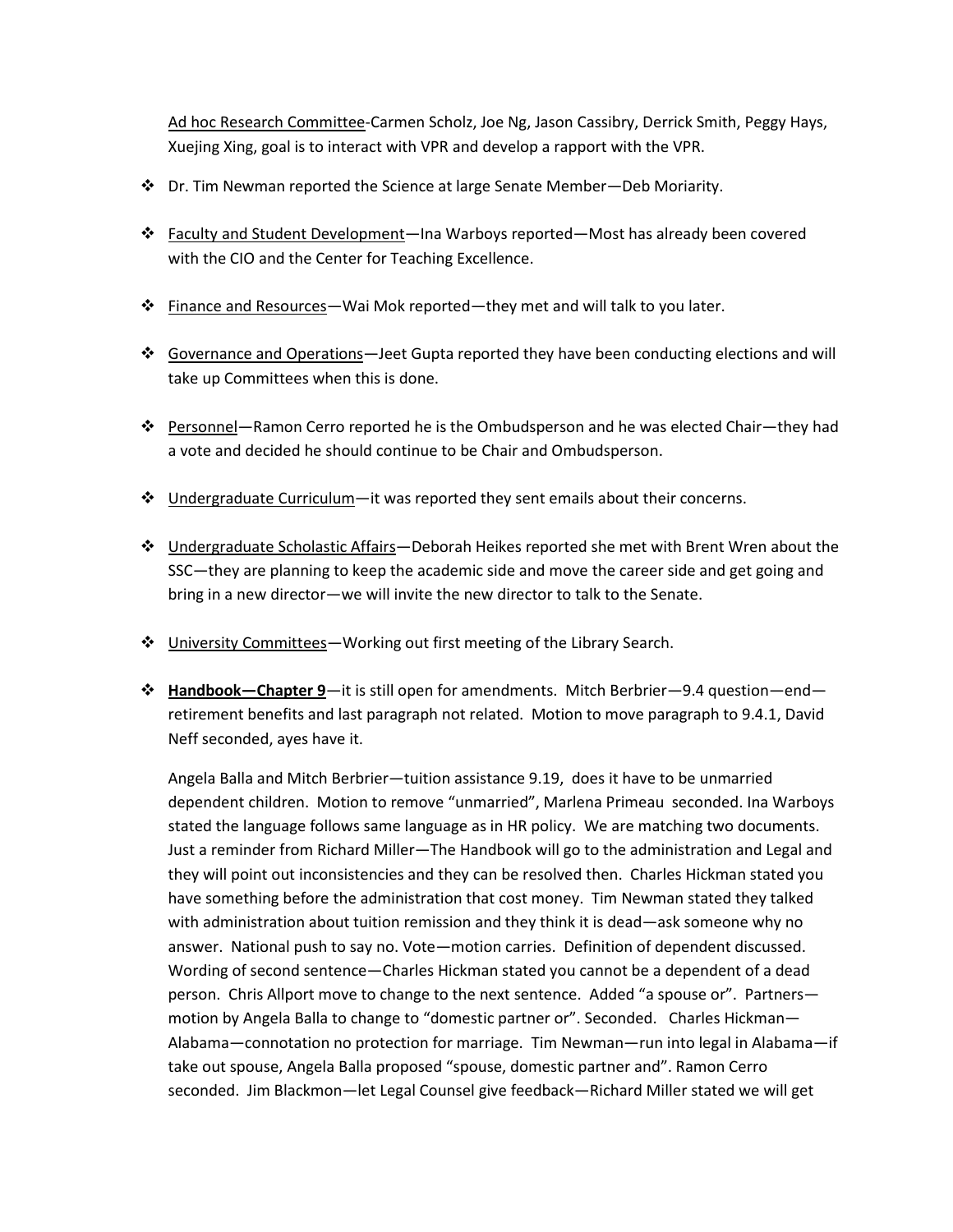Ad hoc Research Committee-Carmen Scholz, Joe Ng, Jason Cassibry, Derrick Smith, Peggy Hays, Xuejing Xing, goal is to interact with VPR and develop a rapport with the VPR.

- Dr. Tim Newman reported the Science at large Senate Member—Deb Moriarity.

- Faculty and Student Development—Ina Warboys reported—Most has already been covered with the CIO and the Center for Teaching Excellence.

- Finance and Resources—Wai Mok reported—they met and will talk to you later.

- Governance and Operations—Jeet Gupta reported they have been conducting elections and will take up Committees when this is done.

- Personnel—Ramon Cerro reported he is the Ombudsperson and he was elected Chair—they had a vote and decided he should continue to be Chair and Ombudsperson.

- Undergraduate Curriculum—it was reported they sent emails about their concerns.

- Undergraduate Scholastic Affairs—Deborah Heikes reported she met with Brent Wren about the SSC—they are planning to keep the academic side and move the career side and get going and bring in a new director—we will invite the new director to talk to the Senate.

- University Committees—Working out first meeting of the Library Search.

- **Handbook—Chapter 9**—it is still open for amendments. Mitch Berbrier—9.4 question—end—retirement benefits and last paragraph not related. Motion to move paragraph to 9.4.1, David Neff seconded, ayes have it.

  Angela Balla and Mitch Berbrier—tuition assistance 9.19, does it have to be unmarried dependent children. Motion to remove "unmarried", Marlena Primeau seconded. Ina Warboys stated the language follows same language as in HR policy. We are matching two documents. Just a reminder from Richard Miller—The Handbook will go to the administration and Legal and they will point out inconsistencies and they can be resolved then. Charles Hickman stated you have something before the administration that cost money. Tim Newman stated they talked with administration about tuition remission and they think it is dead—ask someone why no answer. National push to say no. Vote—motion carries. Definition of dependent discussed. Wording of second sentence—Charles Hickman stated you cannot be a dependent of a dead person. Chris Allport move to change to the next sentence. Added "a spouse or". Partners—motion by Angela Balla to change to "domestic partner or". Seconded. Charles Hickman—Alabama—connotation no protection for marriage. Tim Newman—run into legal in Alabama—if take out spouse, Angela Balla proposed "spouse, domestic partner and". Ramon Cerro seconded. Jim Blackmon—let Legal Counsel give feedback—Richard Miller stated we will get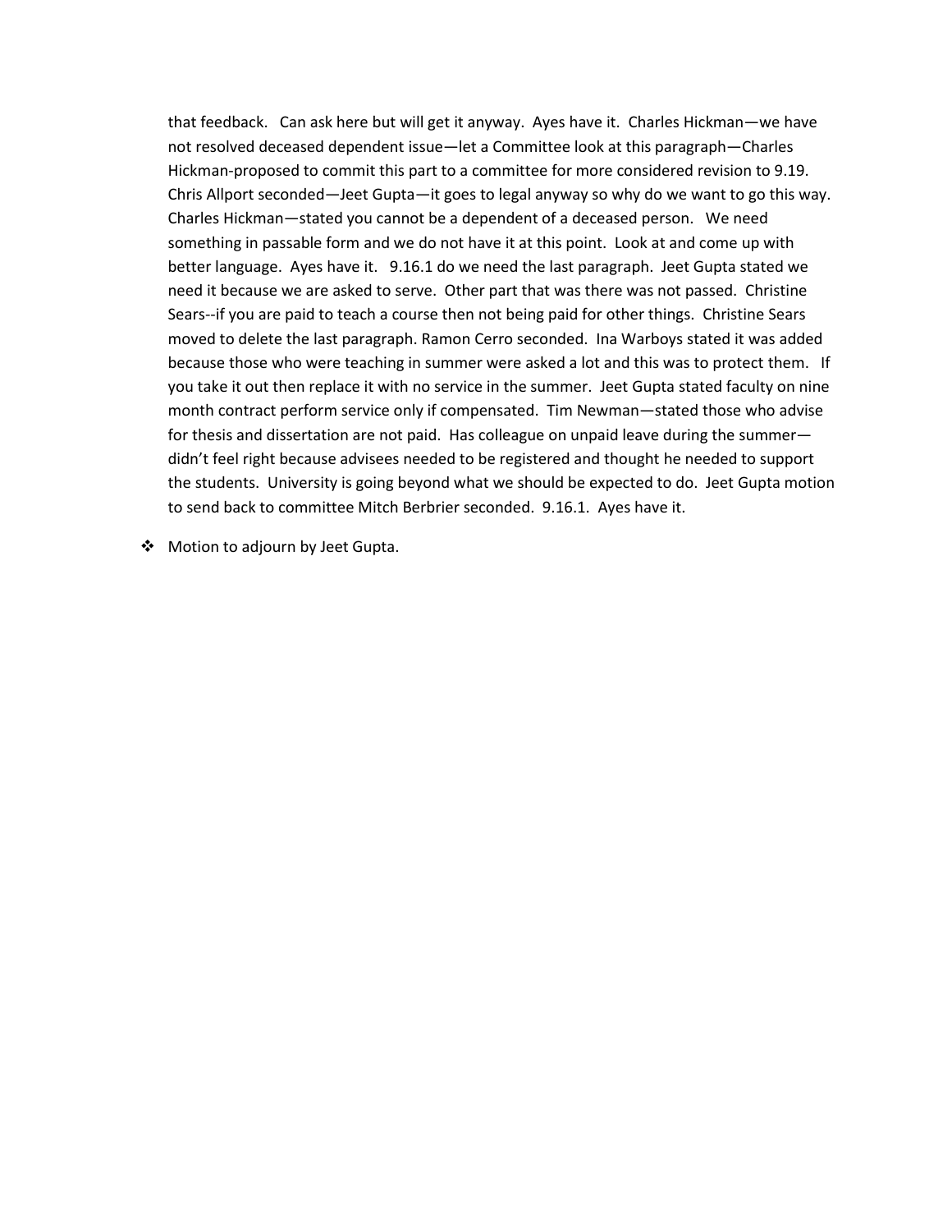that feedback. Can ask here but will get it anyway. Ayes have it. Charles Hickman—we have not resolved deceased dependent issue—let a Committee look at this paragraph—Charles Hickman-proposed to commit this part to a committee for more considered revision to 9.19. Chris Allport seconded—Jeet Gupta—it goes to legal anyway so why do we want to go this way. Charles Hickman—stated you cannot be a dependent of a deceased person. We need something in passable form and we do not have it at this point. Look at and come up with better language. Ayes have it. 9.16.1 do we need the last paragraph. Jeet Gupta stated we need it because we are asked to serve. Other part that was there was not passed. Christine Sears--if you are paid to teach a course then not being paid for other things. Christine Sears moved to delete the last paragraph. Ramon Cerro seconded. Ina Warboys stated it was added because those who were teaching in summer were asked a lot and this was to protect them. If you take it out then replace it with no service in the summer. Jeet Gupta stated faculty on nine month contract perform service only if compensated. Tim Newman—stated those who advise for thesis and dissertation are not paid. Has colleague on unpaid leave during the summer—didn't feel right because advisees needed to be registered and thought he needed to support the students. University is going beyond what we should be expected to do. Jeet Gupta motion to send back to committee Mitch Berbrier seconded. 9.16.1. Ayes have it.

- Motion to adjourn by Jeet Gupta.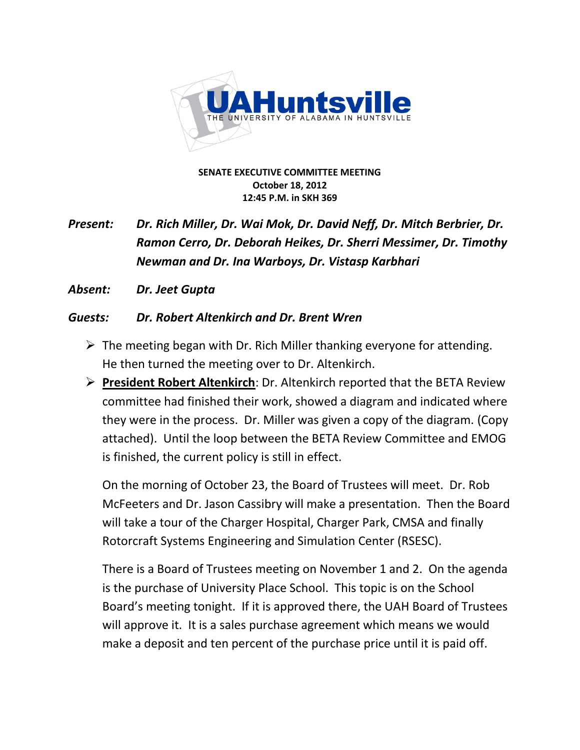**SENATE EXECUTIVE COMMITTEE MEETING**
**October 18, 2012**
**12:45 P.M. in SKH 369**

***Present:*** ***Dr. Rich Miller, Dr. Wai Mok, Dr. David Neff, Dr. Mitch Berbrier, Dr. Ramon Cerro, Dr. Deborah Heikes, Dr. Sherri Messimer, Dr. Timothy Newman and Dr. Ina Warboys, Dr. Vistasp Karbhari***

***Absent:*** ***Dr. Jeet Gupta***

***Guests:*** ***Dr. Robert Altenkirch and Dr. Brent Wren***

- The meeting began with Dr. Rich Miller thanking everyone for attending. He then turned the meeting over to Dr. Altenkirch.
- **President Robert Altenkirch**: Dr. Altenkirch reported that the BETA Review committee had finished their work, showed a diagram and indicated where they were in the process. Dr. Miller was given a copy of the diagram. (Copy attached). Until the loop between the BETA Review Committee and EMOG is finished, the current policy is still in effect.

  On the morning of October 23, the Board of Trustees will meet. Dr. Rob McFeeters and Dr. Jason Cassibry will make a presentation. Then the Board will take a tour of the Charger Hospital, Charger Park, CMSA and finally Rotorcraft Systems Engineering and Simulation Center (RSESC).

  There is a Board of Trustees meeting on November 1 and 2. On the agenda is the purchase of University Place School. This topic is on the School Board's meeting tonight. If it is approved there, the UAH Board of Trustees will approve it. It is a sales purchase agreement which means we would make a deposit and ten percent of the purchase price until it is paid off.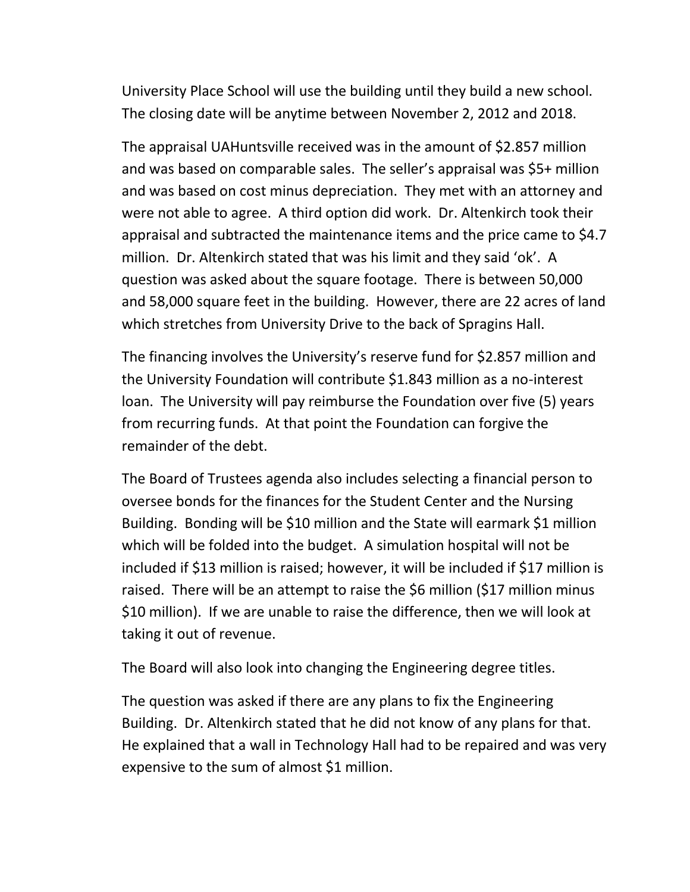University Place School will use the building until they build a new school. The closing date will be anytime between November 2, 2012 and 2018.

The appraisal UAHuntsville received was in the amount of $2.857 million and was based on comparable sales. The seller's appraisal was $5+ million and was based on cost minus depreciation. They met with an attorney and were not able to agree. A third option did work. Dr. Altenkirch took their appraisal and subtracted the maintenance items and the price came to $4.7 million. Dr. Altenkirch stated that was his limit and they said 'ok'. A question was asked about the square footage. There is between 50,000 and 58,000 square feet in the building. However, there are 22 acres of land which stretches from University Drive to the back of Spragins Hall.

The financing involves the University's reserve fund for $2.857 million and the University Foundation will contribute $1.843 million as a no-interest loan. The University will pay reimburse the Foundation over five (5) years from recurring funds. At that point the Foundation can forgive the remainder of the debt.

The Board of Trustees agenda also includes selecting a financial person to oversee bonds for the finances for the Student Center and the Nursing Building. Bonding will be $10 million and the State will earmark $1 million which will be folded into the budget. A simulation hospital will not be included if $13 million is raised; however, it will be included if $17 million is raised. There will be an attempt to raise the $6 million ($17 million minus $10 million). If we are unable to raise the difference, then we will look at taking it out of revenue.

The Board will also look into changing the Engineering degree titles.

The question was asked if there are any plans to fix the Engineering Building. Dr. Altenkirch stated that he did not know of any plans for that. He explained that a wall in Technology Hall had to be repaired and was very expensive to the sum of almost $1 million.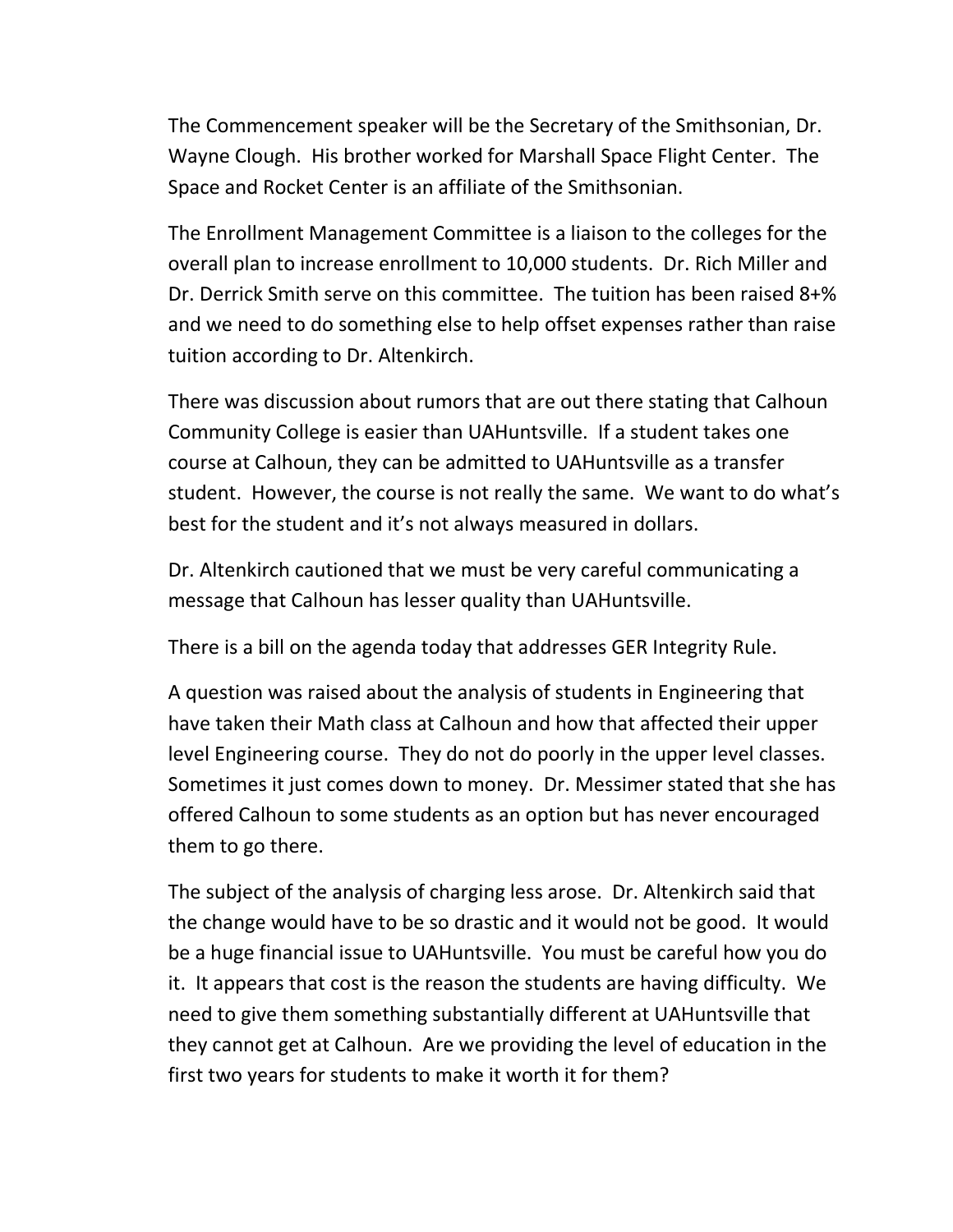The Commencement speaker will be the Secretary of the Smithsonian, Dr. Wayne Clough. His brother worked for Marshall Space Flight Center. The Space and Rocket Center is an affiliate of the Smithsonian.

The Enrollment Management Committee is a liaison to the colleges for the overall plan to increase enrollment to 10,000 students. Dr. Rich Miller and Dr. Derrick Smith serve on this committee. The tuition has been raised 8+% and we need to do something else to help offset expenses rather than raise tuition according to Dr. Altenkirch.

There was discussion about rumors that are out there stating that Calhoun Community College is easier than UAHuntsville. If a student takes one course at Calhoun, they can be admitted to UAHuntsville as a transfer student. However, the course is not really the same. We want to do what's best for the student and it's not always measured in dollars.

Dr. Altenkirch cautioned that we must be very careful communicating a message that Calhoun has lesser quality than UAHuntsville.

There is a bill on the agenda today that addresses GER Integrity Rule.

A question was raised about the analysis of students in Engineering that have taken their Math class at Calhoun and how that affected their upper level Engineering course. They do not do poorly in the upper level classes. Sometimes it just comes down to money. Dr. Messimer stated that she has offered Calhoun to some students as an option but has never encouraged them to go there.

The subject of the analysis of charging less arose. Dr. Altenkirch said that the change would have to be so drastic and it would not be good. It would be a huge financial issue to UAHuntsville. You must be careful how you do it. It appears that cost is the reason the students are having difficulty. We need to give them something substantially different at UAHuntsville that they cannot get at Calhoun. Are we providing the level of education in the first two years for students to make it worth it for them?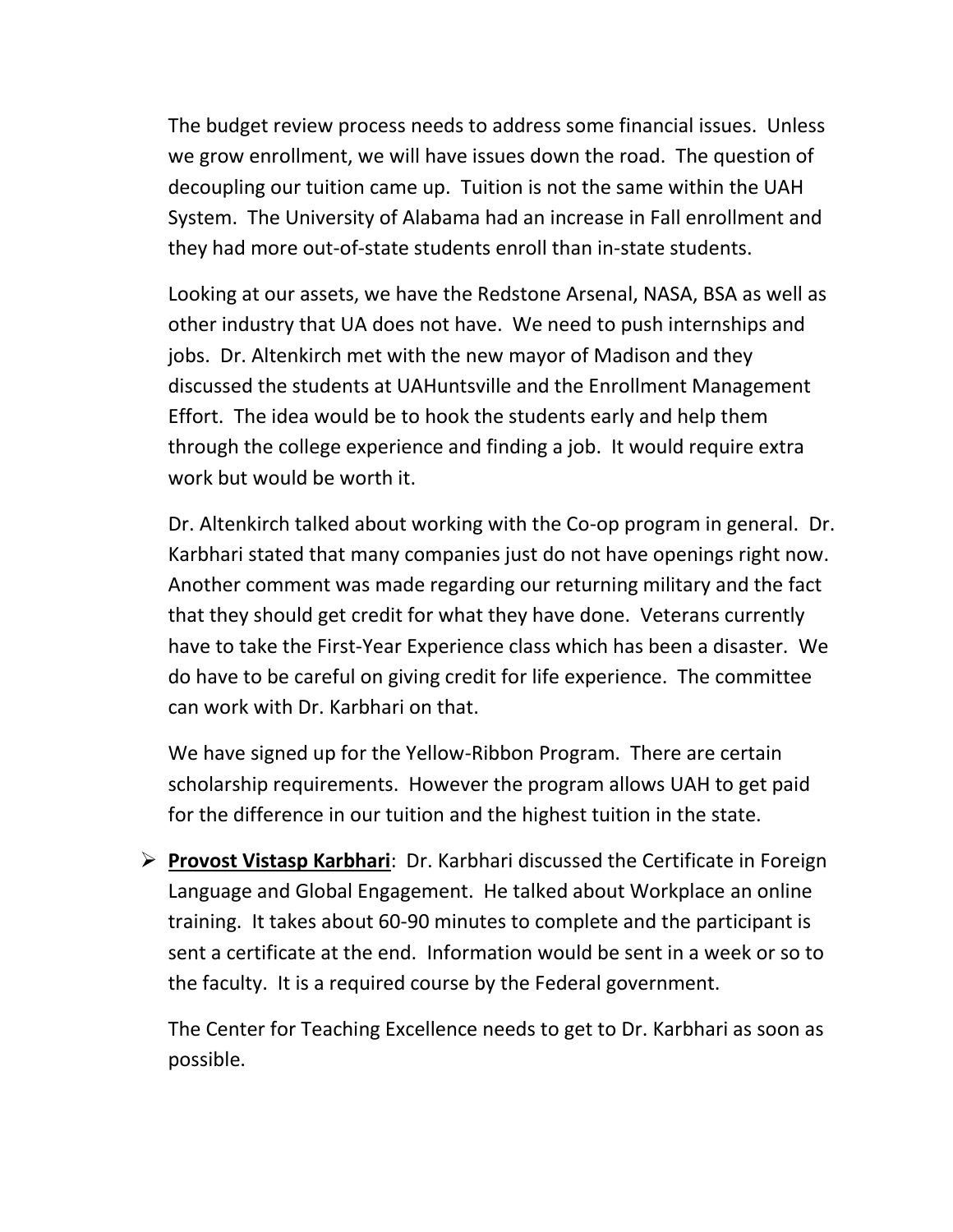The budget review process needs to address some financial issues. Unless we grow enrollment, we will have issues down the road. The question of decoupling our tuition came up. Tuition is not the same within the UAH System. The University of Alabama had an increase in Fall enrollment and they had more out-of-state students enroll than in-state students.

Looking at our assets, we have the Redstone Arsenal, NASA, BSA as well as other industry that UA does not have. We need to push internships and jobs. Dr. Altenkirch met with the new mayor of Madison and they discussed the students at UAHuntsville and the Enrollment Management Effort. The idea would be to hook the students early and help them through the college experience and finding a job. It would require extra work but would be worth it.

Dr. Altenkirch talked about working with the Co-op program in general. Dr. Karbhari stated that many companies just do not have openings right now. Another comment was made regarding our returning military and the fact that they should get credit for what they have done. Veterans currently have to take the First-Year Experience class which has been a disaster. We do have to be careful on giving credit for life experience. The committee can work with Dr. Karbhari on that.

We have signed up for the Yellow-Ribbon Program. There are certain scholarship requirements. However the program allows UAH to get paid for the difference in our tuition and the highest tuition in the state.

- **<u>Provost Vistasp Karbhari</u>**: Dr. Karbhari discussed the Certificate in Foreign Language and Global Engagement. He talked about Workplace an online training. It takes about 60-90 minutes to complete and the participant is sent a certificate at the end. Information would be sent in a week or so to the faculty. It is a required course by the Federal government.

  The Center for Teaching Excellence needs to get to Dr. Karbhari as soon as possible.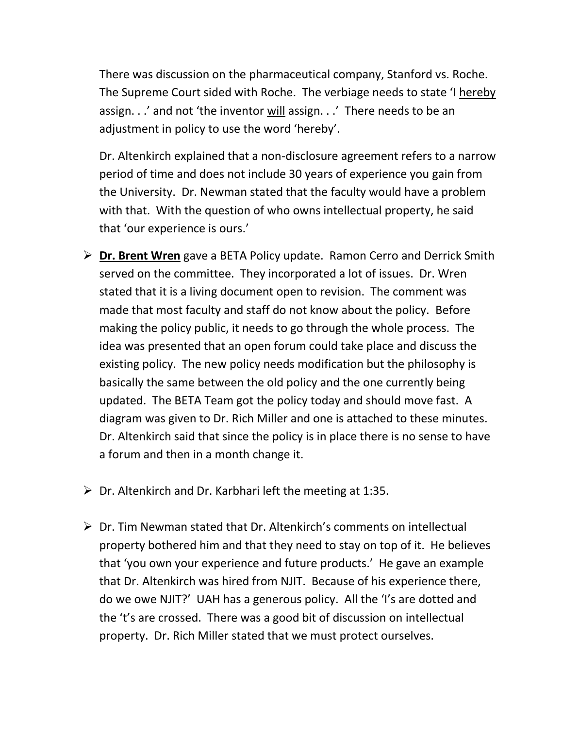There was discussion on the pharmaceutical company, Stanford vs. Roche. The Supreme Court sided with Roche. The verbiage needs to state 'I hereby assign. . .' and not 'the inventor will assign. . .' There needs to be an adjustment in policy to use the word 'hereby'.

Dr. Altenkirch explained that a non-disclosure agreement refers to a narrow period of time and does not include 30 years of experience you gain from the University. Dr. Newman stated that the faculty would have a problem with that. With the question of who owns intellectual property, he said that 'our experience is ours.'

- **Dr. Brent Wren** gave a BETA Policy update. Ramon Cerro and Derrick Smith served on the committee. They incorporated a lot of issues. Dr. Wren stated that it is a living document open to revision. The comment was made that most faculty and staff do not know about the policy. Before making the policy public, it needs to go through the whole process. The idea was presented that an open forum could take place and discuss the existing policy. The new policy needs modification but the philosophy is basically the same between the old policy and the one currently being updated. The BETA Team got the policy today and should move fast. A diagram was given to Dr. Rich Miller and one is attached to these minutes. Dr. Altenkirch said that since the policy is in place there is no sense to have a forum and then in a month change it.

- Dr. Altenkirch and Dr. Karbhari left the meeting at 1:35.

- Dr. Tim Newman stated that Dr. Altenkirch's comments on intellectual property bothered him and that they need to stay on top of it. He believes that 'you own your experience and future products.' He gave an example that Dr. Altenkirch was hired from NJIT. Because of his experience there, do we owe NJIT?' UAH has a generous policy. All the 'I's are dotted and the 't's are crossed. There was a good bit of discussion on intellectual property. Dr. Rich Miller stated that we must protect ourselves.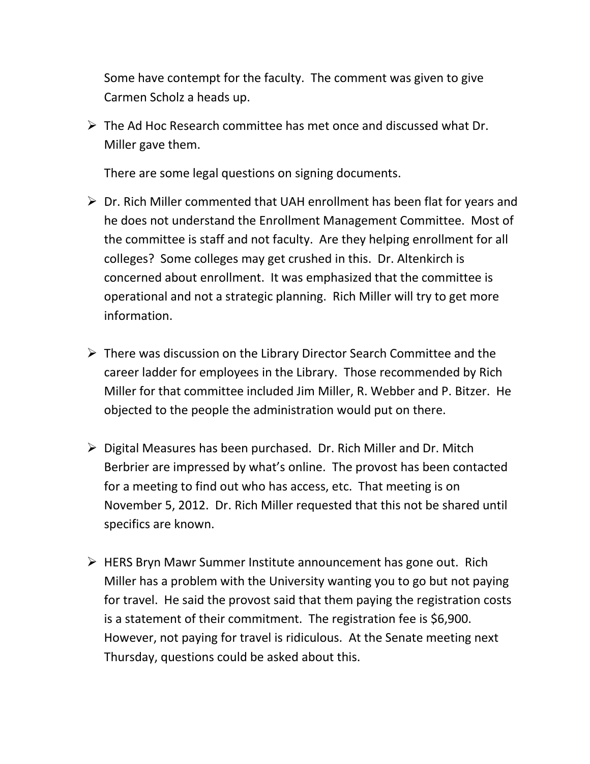Some have contempt for the faculty. The comment was given to give Carmen Scholz a heads up.

- The Ad Hoc Research committee has met once and discussed what Dr. Miller gave them.

  There are some legal questions on signing documents.

- Dr. Rich Miller commented that UAH enrollment has been flat for years and he does not understand the Enrollment Management Committee. Most of the committee is staff and not faculty. Are they helping enrollment for all colleges? Some colleges may get crushed in this. Dr. Altenkirch is concerned about enrollment. It was emphasized that the committee is operational and not a strategic planning. Rich Miller will try to get more information.

- There was discussion on the Library Director Search Committee and the career ladder for employees in the Library. Those recommended by Rich Miller for that committee included Jim Miller, R. Webber and P. Bitzer. He objected to the people the administration would put on there.

- Digital Measures has been purchased. Dr. Rich Miller and Dr. Mitch Berbrier are impressed by what's online. The provost has been contacted for a meeting to find out who has access, etc. That meeting is on November 5, 2012. Dr. Rich Miller requested that this not be shared until specifics are known.

- HERS Bryn Mawr Summer Institute announcement has gone out. Rich Miller has a problem with the University wanting you to go but not paying for travel. He said the provost said that them paying the registration costs is a statement of their commitment. The registration fee is $6,900. However, not paying for travel is ridiculous. At the Senate meeting next Thursday, questions could be asked about this.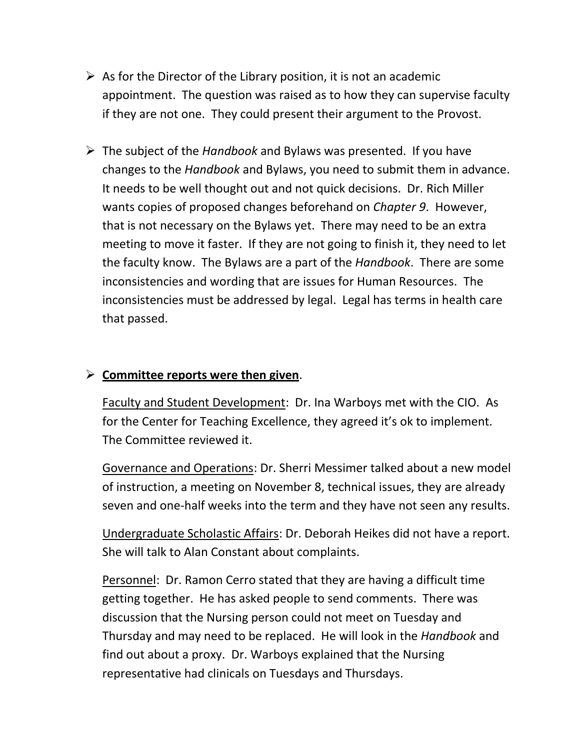- As for the Director of the Library position, it is not an academic appointment. The question was raised as to how they can supervise faculty if they are not one. They could present their argument to the Provost.

- The subject of the *Handbook* and Bylaws was presented. If you have changes to the *Handbook* and Bylaws, you need to submit them in advance. It needs to be well thought out and not quick decisions. Dr. Rich Miller wants copies of proposed changes beforehand on *Chapter 9*. However, that is not necessary on the Bylaws yet. There may need to be an extra meeting to move it faster. If they are not going to finish it, they need to let the faculty know. The Bylaws are a part of the *Handbook*. There are some inconsistencies and wording that are issues for Human Resources. The inconsistencies must be addressed by legal. Legal has terms in health care that passed.

- **Committee reports were then given**.

  Faculty and Student Development: Dr. Ina Warboys met with the CIO. As for the Center for Teaching Excellence, they agreed it's ok to implement. The Committee reviewed it.

  Governance and Operations: Dr. Sherri Messimer talked about a new model of instruction, a meeting on November 8, technical issues, they are already seven and one-half weeks into the term and they have not seen any results.

  Undergraduate Scholastic Affairs: Dr. Deborah Heikes did not have a report. She will talk to Alan Constant about complaints.

  Personnel: Dr. Ramon Cerro stated that they are having a difficult time getting together. He has asked people to send comments. There was discussion that the Nursing person could not meet on Tuesday and Thursday and may need to be replaced. He will look in the *Handbook* and find out about a proxy. Dr. Warboys explained that the Nursing representative had clinicals on Tuesdays and Thursdays.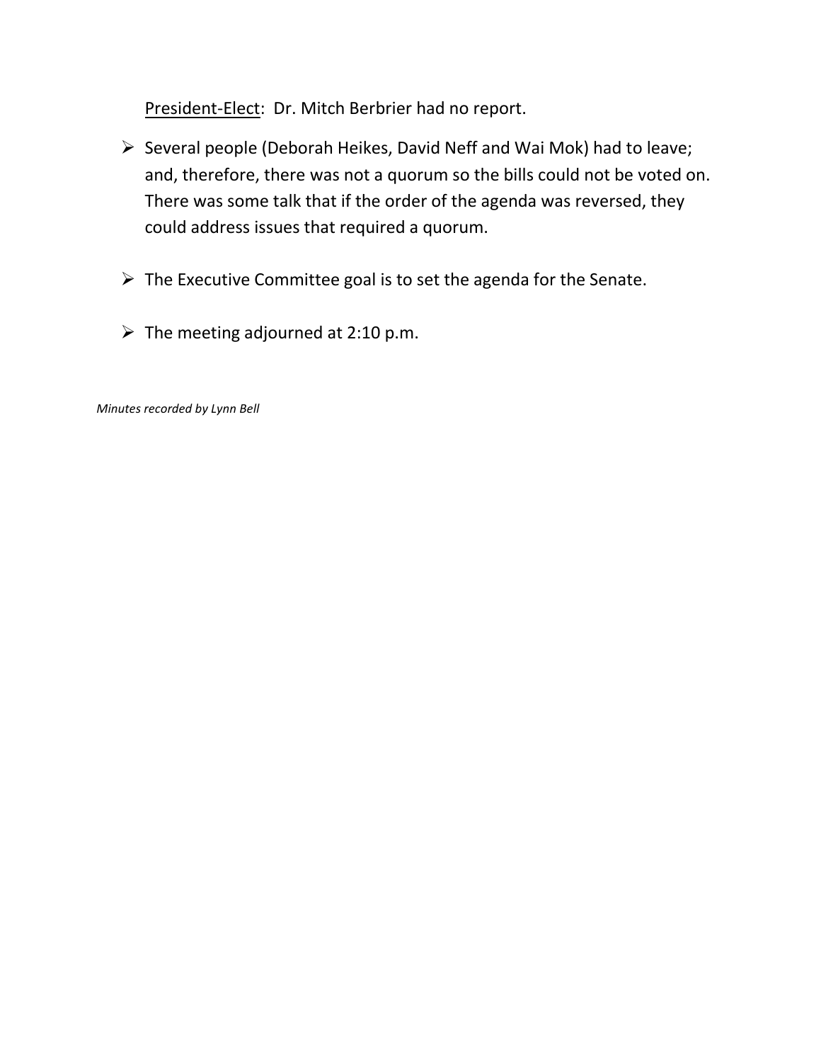<u>President-Elect</u>: Dr. Mitch Berbrier had no report.

- Several people (Deborah Heikes, David Neff and Wai Mok) had to leave; and, therefore, there was not a quorum so the bills could not be voted on. There was some talk that if the order of the agenda was reversed, they could address issues that required a quorum.

- The Executive Committee goal is to set the agenda for the Senate.

- The meeting adjourned at 2:10 p.m.

*Minutes recorded by Lynn Bell*